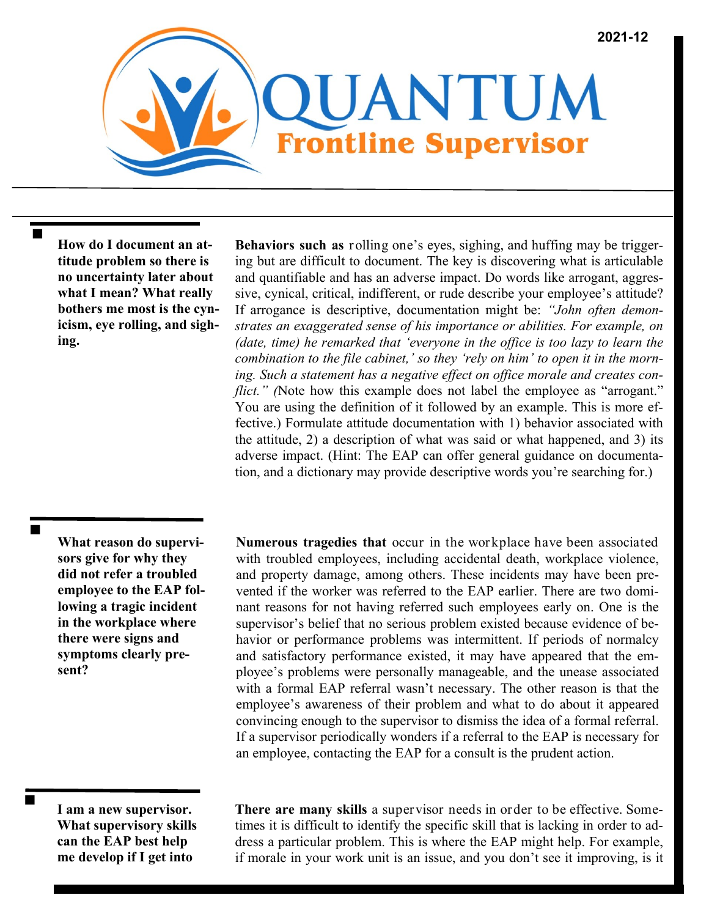2021-12

# QUANTUM Frontline Supervisor

**How do I document an attitude problem so there is no uncertainty later about what I mean? What really bothers me most is the cynicism, eye rolling, and sighing.**

**Behaviors such as** rolling one's eyes, sighing, and huffing may be triggering but are difficult to document. The key is discovering what is articulable and quantifiable and has an adverse impact. Do words like arrogant, aggressive, cynical, critical, indifferent, or rude describe your employee's attitude? If arrogance is descriptive, documentation might be: *"John often demonstrates an exaggerated sense of his importance or abilities. For example, on (date, time) he remarked that 'everyone in the office is too lazy to learn the combination to the file cabinet,' so they 'rely on him' to open it in the morning. Such a statement has a negative effect on office morale and creates conflict." (*Note how this example does not label the employee as "arrogant." You are using the definition of it followed by an example. This is more effective.) Formulate attitude documentation with 1) behavior associated with the attitude, 2) a description of what was said or what happened, and 3) its adverse impact. (Hint: The EAP can offer general guidance on documentation, and a dictionary may provide descriptive words you're searching for.)

**What reason do supervisors give for why they did not refer a troubled employee to the EAP following a tragic incident in the workplace where there were signs and symptoms clearly present?**

**Numerous tragedies that** occur in the workplace have been associated with troubled employees, including accidental death, workplace violence, and property damage, among others. These incidents may have been prevented if the worker was referred to the EAP earlier. There are two dominant reasons for not having referred such employees early on. One is the supervisor's belief that no serious problem existed because evidence of behavior or performance problems was intermittent. If periods of normalcy and satisfactory performance existed, it may have appeared that the employee's problems were personally manageable, and the unease associated with a formal EAP referral wasn't necessary. The other reason is that the employee's awareness of their problem and what to do about it appeared convincing enough to the supervisor to dismiss the idea of a formal referral. If a supervisor periodically wonders if a referral to the EAP is necessary for an employee, contacting the EAP for a consult is the prudent action.

**I am a new supervisor. What supervisory skills can the EAP best help me develop if I get into**

**There are many skills** a supervisor needs in order to be effective. Sometimes it is difficult to identify the specific skill that is lacking in order to address a particular problem. This is where the EAP might help. For example, if morale in your work unit is an issue, and you don't see it improving, is it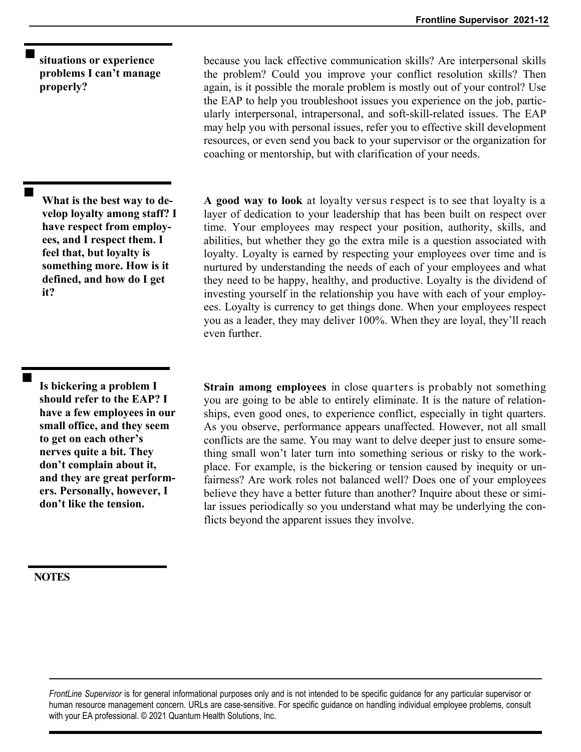**situations or experience problems I can't manage properly?**

because you lack effective communication skills? Are interpersonal skills the problem? Could you improve your conflict resolution skills? Then again, is it possible the morale problem is mostly out of your control? Use the EAP to help you troubleshoot issues you experience on the job, particularly interpersonal, intrapersonal, and soft-skill-related issues. The EAP may help you with personal issues, refer you to effective skill development resources, or even send you back to your supervisor or the organization for coaching or mentorship, but with clarification of your needs.

**What is the best way to develop loyalty among staff? I have respect from employees, and I respect them. I feel that, but loyalty is something more. How is it defined, and how do I get it?**

**A good way to look** at loyalty versus respect is to see that loyalty is a layer of dedication to your leadership that has been built on respect over time. Your employees may respect your position, authority, skills, and abilities, but whether they go the extra mile is a question associated with loyalty. Loyalty is earned by respecting your employees over time and is nurtured by understanding the needs of each of your employees and what they need to be happy, healthy, and productive. Loyalty is the dividend of investing yourself in the relationship you have with each of your employees. Loyalty is currency to get things done. When your employees respect you as a leader, they may deliver 100%. When they are loyal, they'll reach even further.

**Is bickering a problem I should refer to the EAP? I have a few employees in our small office, and they seem to get on each other's nerves quite a bit. They don't complain about it, and they are great performers. Personally, however, I don't like the tension.**

**Strain among employees** in close quarters is probably not something you are going to be able to entirely eliminate. It is the nature of relationships, even good ones, to experience conflict, especially in tight quarters. As you observe, performance appears unaffected. However, not all small conflicts are the same. You may want to delve deeper just to ensure something small won't later turn into something serious or risky to the workplace. For example, is the bickering or tension caused by inequity or unfairness? Are work roles not balanced well? Does one of your employees believe they have a better future than another? Inquire about these or similar issues periodically so you understand what may be underlying the conflicts beyond the apparent issues they involve.

**NOTES**

*FrontLine Supervisor* is for general informational purposes only and is not intended to be specific guidance for any particular supervisor or human resource management concern. URLs are case-sensitive. For specific guidance on handling individual employee problems, consult with your EA professional. © 2021 Quantum Health Solutions, Inc.